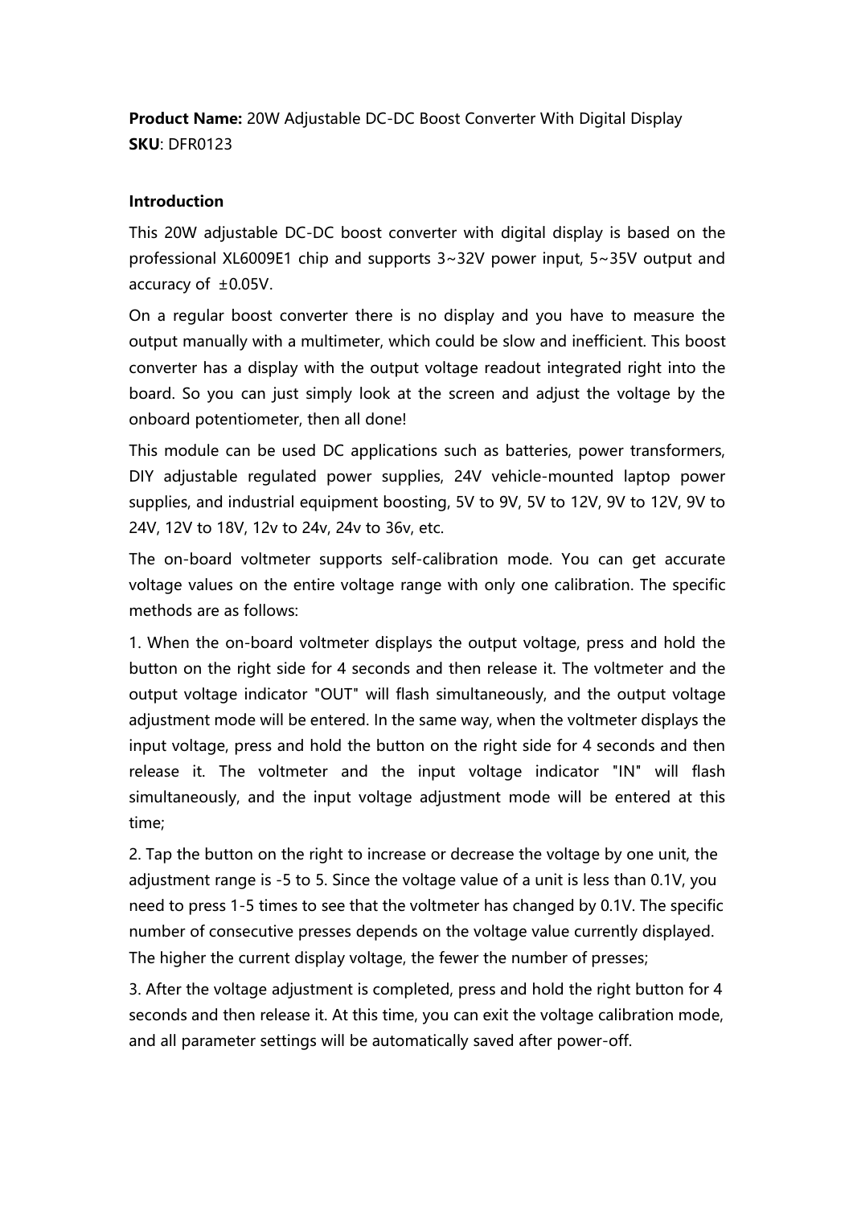**Product Name:** 20W Adjustable DC-DC Boost Converter With Digital Display
**SKU**: DFR0123

**Introduction**

This 20W adjustable DC-DC boost converter with digital display is based on the professional XL6009E1 chip and supports 3~32V power input, 5~35V output and accuracy of ±0.05V.

On a regular boost converter there is no display and you have to measure the output manually with a multimeter, which could be slow and inefficient. This boost converter has a display with the output voltage readout integrated right into the board. So you can just simply look at the screen and adjust the voltage by the onboard potentiometer, then all done!

This module can be used DC applications such as batteries, power transformers, DIY adjustable regulated power supplies, 24V vehicle-mounted laptop power supplies, and industrial equipment boosting, 5V to 9V, 5V to 12V, 9V to 12V, 9V to 24V, 12V to 18V, 12v to 24v, 24v to 36v, etc.

The on-board voltmeter supports self-calibration mode. You can get accurate voltage values on the entire voltage range with only one calibration. The specific methods are as follows:

1. When the on-board voltmeter displays the output voltage, press and hold the button on the right side for 4 seconds and then release it. The voltmeter and the output voltage indicator "OUT" will flash simultaneously, and the output voltage adjustment mode will be entered. In the same way, when the voltmeter displays the input voltage, press and hold the button on the right side for 4 seconds and then release it. The voltmeter and the input voltage indicator "IN" will flash simultaneously, and the input voltage adjustment mode will be entered at this time;

2. Tap the button on the right to increase or decrease the voltage by one unit, the adjustment range is -5 to 5. Since the voltage value of a unit is less than 0.1V, you need to press 1-5 times to see that the voltmeter has changed by 0.1V. The specific number of consecutive presses depends on the voltage value currently displayed. The higher the current display voltage, the fewer the number of presses;

3. After the voltage adjustment is completed, press and hold the right button for 4 seconds and then release it. At this time, you can exit the voltage calibration mode, and all parameter settings will be automatically saved after power-off.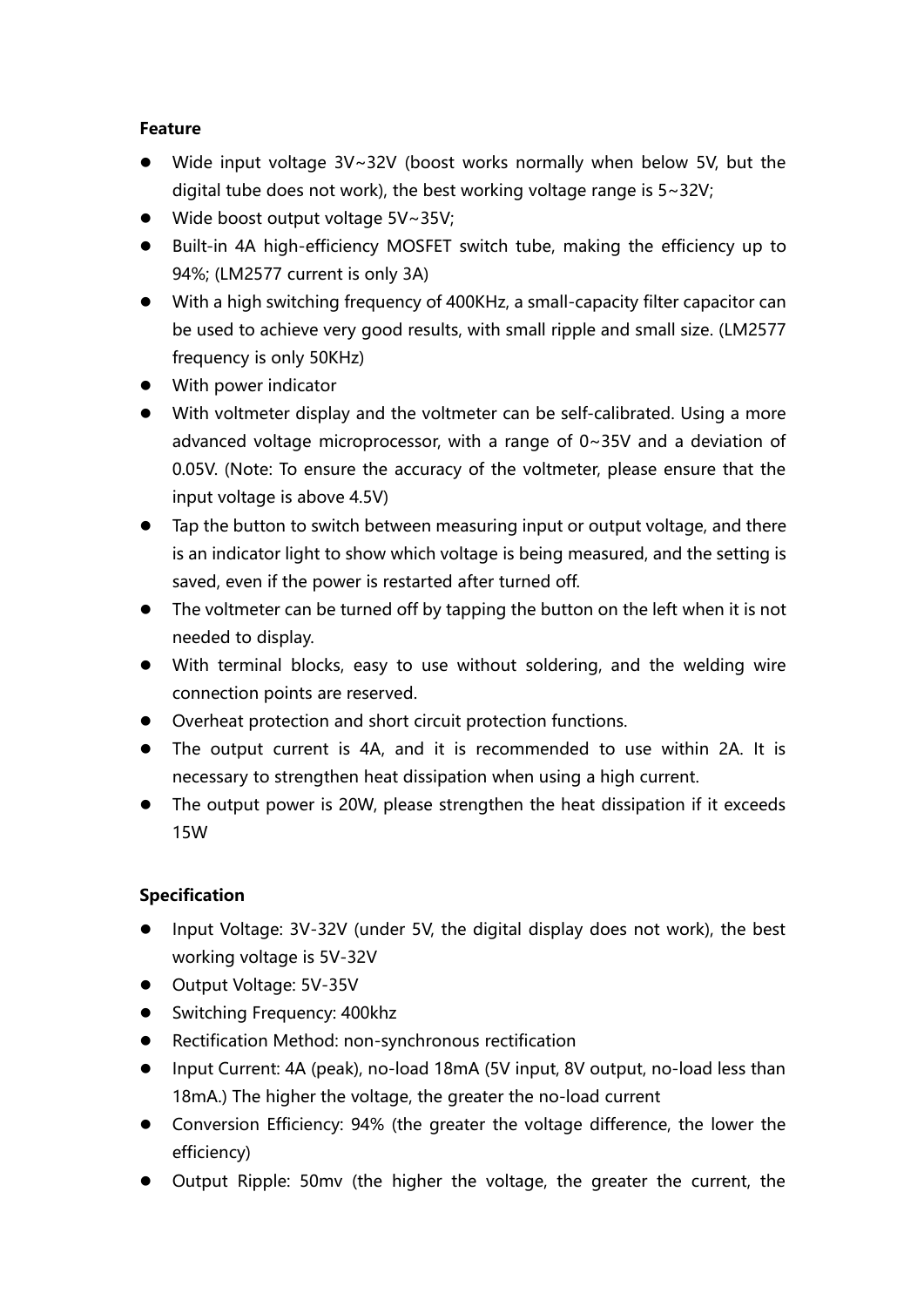**Feature**

- Wide input voltage 3V~32V (boost works normally when below 5V, but the digital tube does not work), the best working voltage range is 5~32V;
- Wide boost output voltage 5V~35V;
- Built-in 4A high-efficiency MOSFET switch tube, making the efficiency up to 94%; (LM2577 current is only 3A)
- With a high switching frequency of 400KHz, a small-capacity filter capacitor can be used to achieve very good results, with small ripple and small size. (LM2577 frequency is only 50KHz)
- With power indicator
- With voltmeter display and the voltmeter can be self-calibrated. Using a more advanced voltage microprocessor, with a range of 0~35V and a deviation of 0.05V. (Note: To ensure the accuracy of the voltmeter, please ensure that the input voltage is above 4.5V)
- Tap the button to switch between measuring input or output voltage, and there is an indicator light to show which voltage is being measured, and the setting is saved, even if the power is restarted after turned off.
- The voltmeter can be turned off by tapping the button on the left when it is not needed to display.
- With terminal blocks, easy to use without soldering, and the welding wire connection points are reserved.
- Overheat protection and short circuit protection functions.
- The output current is 4A, and it is recommended to use within 2A. It is necessary to strengthen heat dissipation when using a high current.
- The output power is 20W, please strengthen the heat dissipation if it exceeds 15W

**Specification**

- Input Voltage: 3V-32V (under 5V, the digital display does not work), the best working voltage is 5V-32V
- Output Voltage: 5V-35V
- Switching Frequency: 400khz
- Rectification Method: non-synchronous rectification
- Input Current: 4A (peak), no-load 18mA (5V input, 8V output, no-load less than 18mA.) The higher the voltage, the greater the no-load current
- Conversion Efficiency: 94% (the greater the voltage difference, the lower the efficiency)
- Output Ripple: 50mv (the higher the voltage, the greater the current, the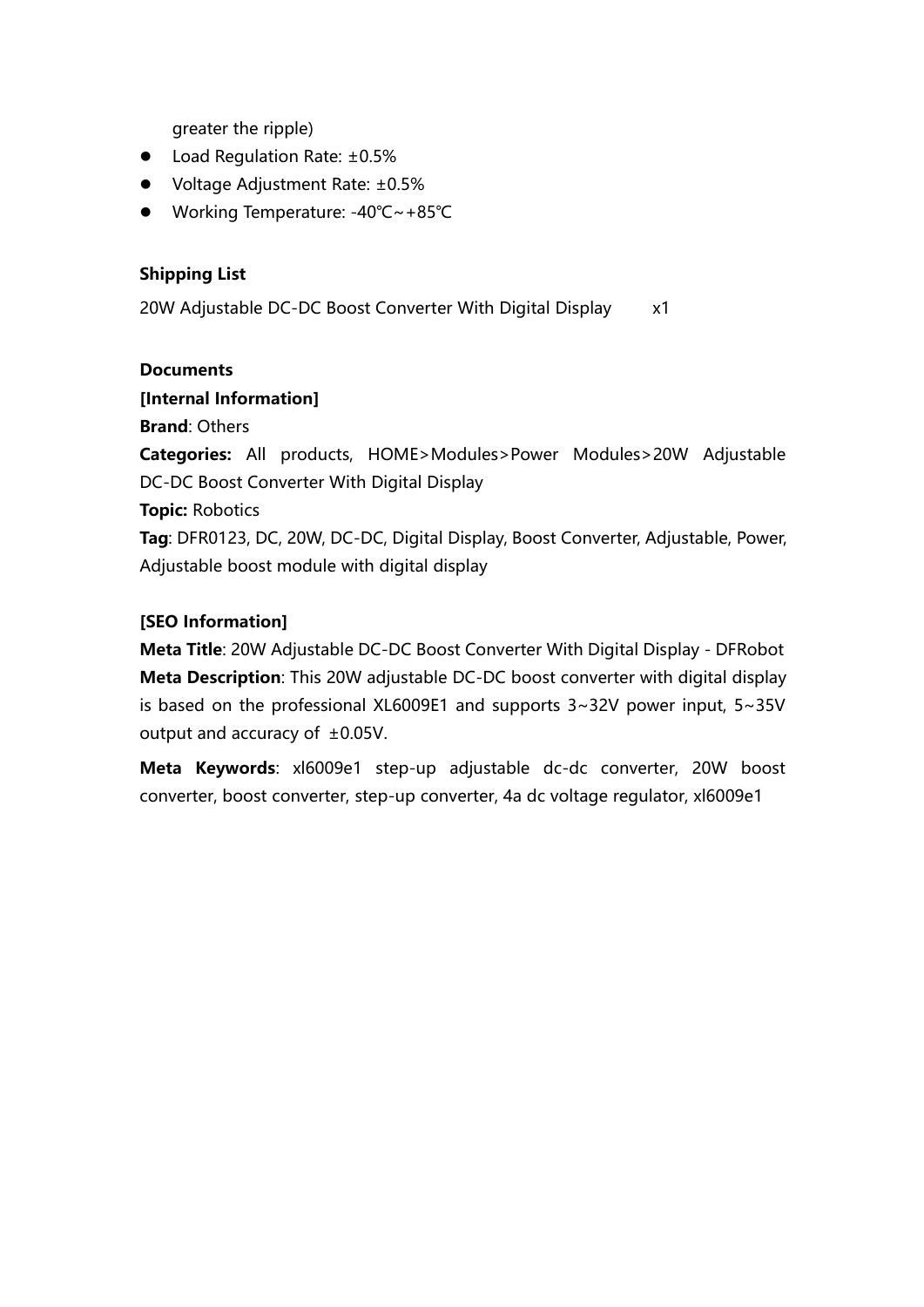greater the ripple)

- Load Regulation Rate: ±0.5%
- Voltage Adjustment Rate: ±0.5%
- Working Temperature: -40℃~+85℃

**Shipping List**

20W Adjustable DC-DC Boost Converter With Digital Display x1

**Documents**

**[Internal Information]**

**Brand**: Others

**Categories:** All products, HOME>Modules>Power Modules>20W Adjustable DC-DC Boost Converter With Digital Display

**Topic:** Robotics

**Tag**: DFR0123, DC, 20W, DC-DC, Digital Display, Boost Converter, Adjustable, Power, Adjustable boost module with digital display

**[SEO Information]**

**Meta Title**: 20W Adjustable DC-DC Boost Converter With Digital Display - DFRobot

**Meta Description**: This 20W adjustable DC-DC boost converter with digital display is based on the professional XL6009E1 and supports 3~32V power input, 5~35V output and accuracy of ±0.05V.

**Meta Keywords**: xl6009e1 step-up adjustable dc-dc converter, 20W boost converter, boost converter, step-up converter, 4a dc voltage regulator, xl6009e1